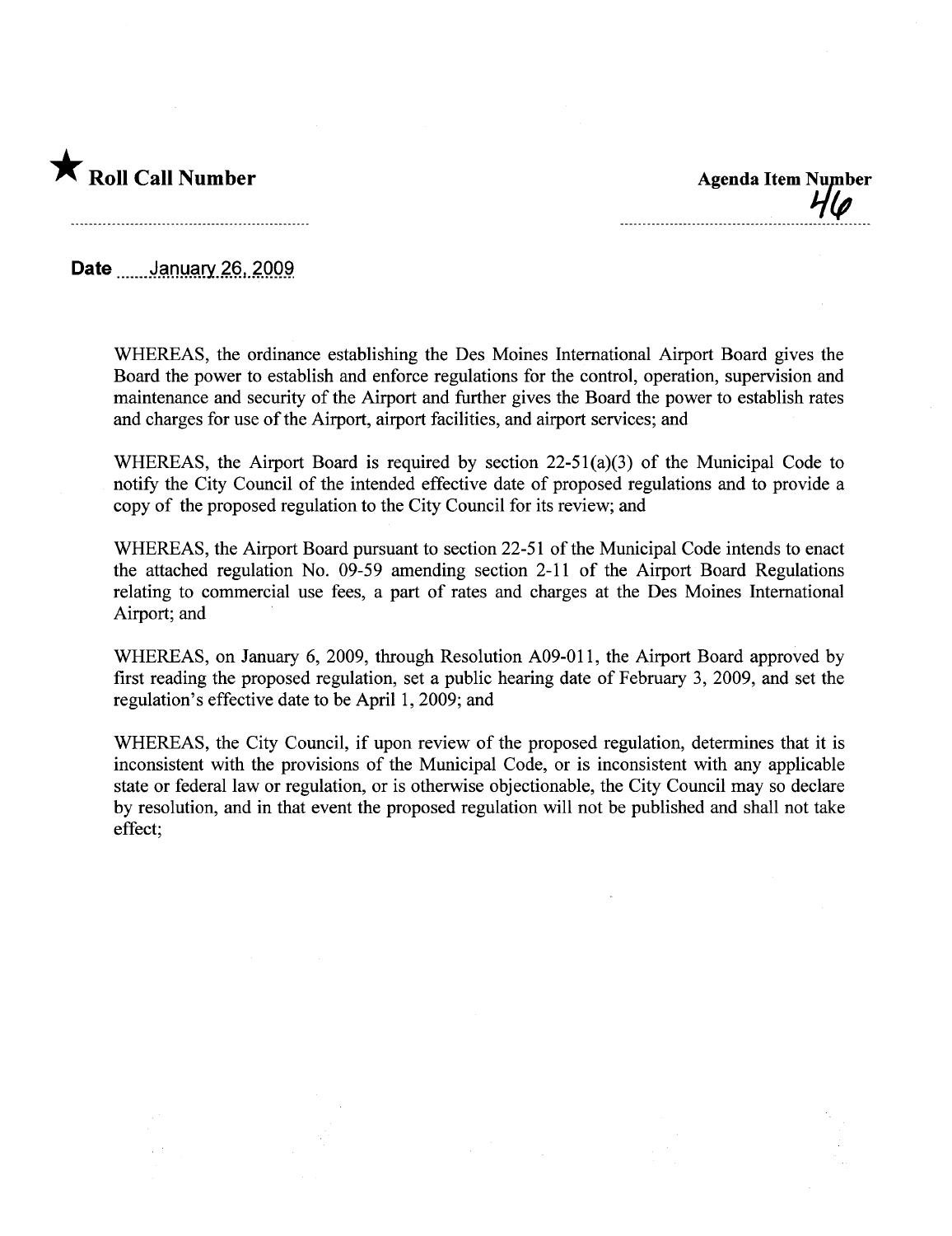★ **Roll Call Number**

**Agenda Item Number**
46

**Date** January 26, 2009

WHEREAS, the ordinance establishing the Des Moines International Airport Board gives the Board the power to establish and enforce regulations for the control, operation, supervision and maintenance and security of the Airport and further gives the Board the power to establish rates and charges for use of the Airport, airport facilities, and airport services; and

WHEREAS, the Airport Board is required by section 22-51(a)(3) of the Municipal Code to notify the City Council of the intended effective date of proposed regulations and to provide a copy of the proposed regulation to the City Council for its review; and

WHEREAS, the Airport Board pursuant to section 22-51 of the Municipal Code intends to enact the attached regulation No. 09-59 amending section 2-11 of the Airport Board Regulations relating to commercial use fees, a part of rates and charges at the Des Moines International Airport; and

WHEREAS, on January 6, 2009, through Resolution A09-011, the Airport Board approved by first reading the proposed regulation, set a public hearing date of February 3, 2009, and set the regulation's effective date to be April 1, 2009; and

WHEREAS, the City Council, if upon review of the proposed regulation, determines that it is inconsistent with the provisions of the Municipal Code, or is inconsistent with any applicable state or federal law or regulation, or is otherwise objectionable, the City Council may so declare by resolution, and in that event the proposed regulation will not be published and shall not take effect;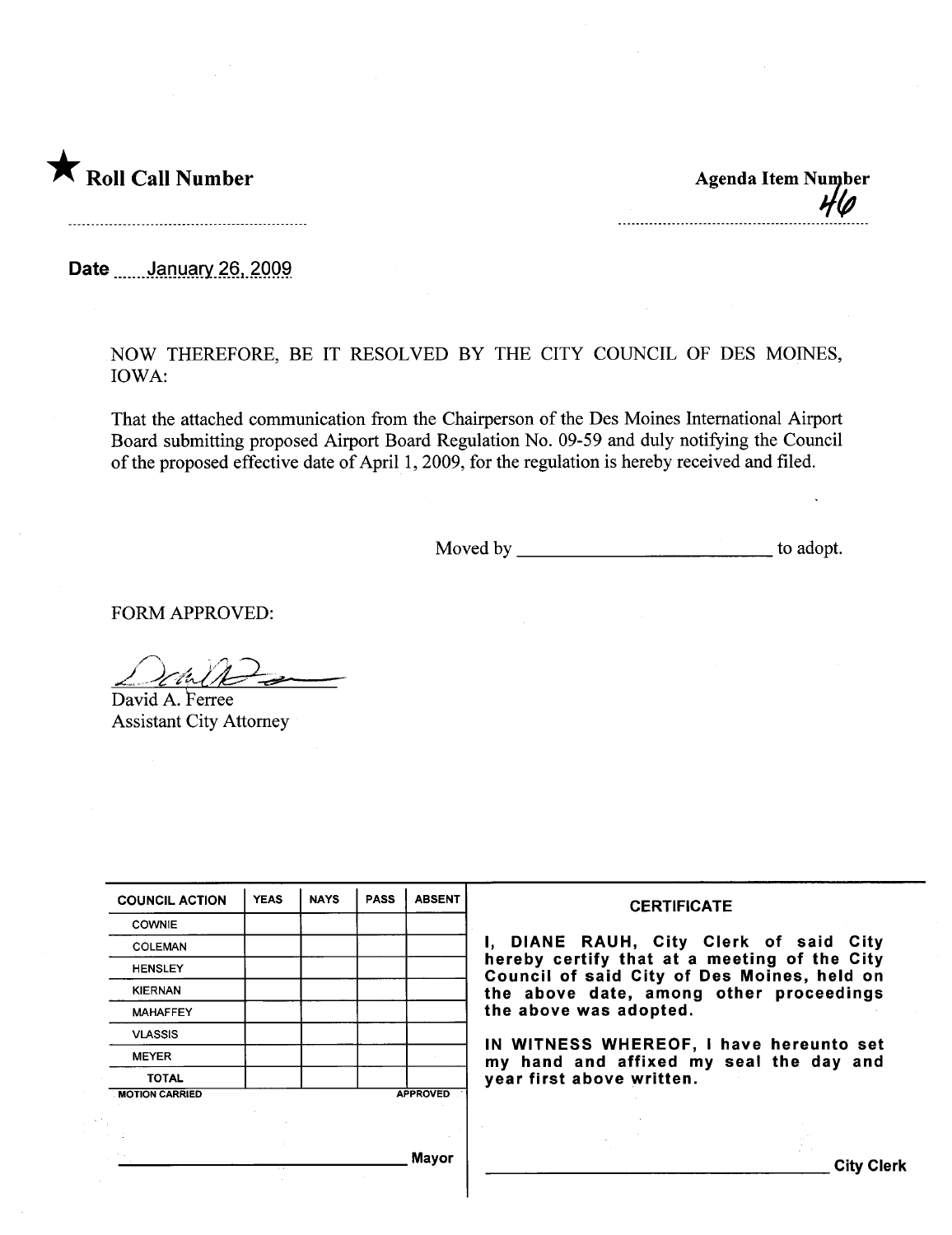★ **Roll Call Number**

**Agenda Item Number**
46

**Date** January 26, 2009

NOW THEREFORE, BE IT RESOLVED BY THE CITY COUNCIL OF DES MOINES, IOWA:

That the attached communication from the Chairperson of the Des Moines International Airport Board submitting proposed Airport Board Regulation No. 09-59 and duly notifying the Council of the proposed effective date of April 1, 2009, for the regulation is hereby received and filed.

Moved by ___________________________ to adopt.

FORM APPROVED:

David A. Ferree
Assistant City Attorney

| COUNCIL ACTION | YEAS | NAYS | PASS | ABSENT |
|---|---|---|---|---|
| COWNIE | | | | |
| COLEMAN | | | | |
| HENSLEY | | | | |
| KIERNAN | | | | |
| MAHAFFEY | | | | |
| VLASSIS | | | | |
| MEYER | | | | |
| TOTAL | | | | |
| MOTION CARRIED | | | | APPROVED |

_______________________________ Mayor

**CERTIFICATE**

**I, DIANE RAUH, City Clerk of said City hereby certify that at a meeting of the City Council of said City of Des Moines, held on the above date, among other proceedings the above was adopted.**

**IN WITNESS WHEREOF, I have hereunto set my hand and affixed my seal the day and year first above written.**

_______________________________ City Clerk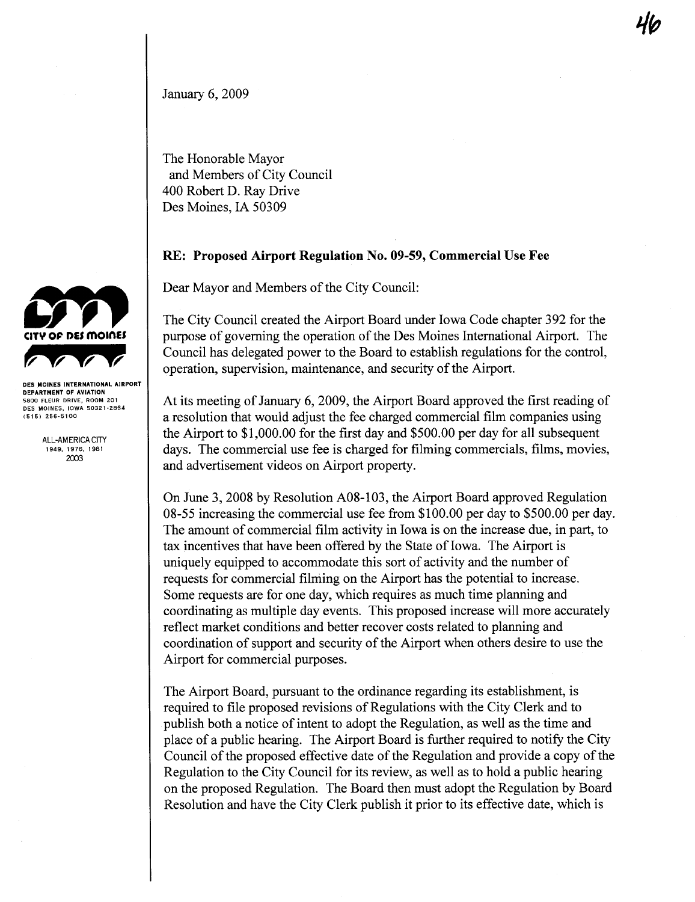46

January 6, 2009

The Honorable Mayor
and Members of City Council
400 Robert D. Ray Drive
Des Moines, IA 50309

CITY OF DES MOINES

DES MOINES INTERNATIONAL AIRPORT
DEPARTMENT OF AVIATION
5800 FLEUR DRIVE, ROOM 201
DES MOINES, IOWA 50321-2854
(515) 256-5100

ALL-AMERICA CITY
1949, 1976, 1981
2003

**RE: Proposed Airport Regulation No. 09-59, Commercial Use Fee**

Dear Mayor and Members of the City Council:

The City Council created the Airport Board under Iowa Code chapter 392 for the purpose of governing the operation of the Des Moines International Airport. The Council has delegated power to the Board to establish regulations for the control, operation, supervision, maintenance, and security of the Airport.

At its meeting of January 6, 2009, the Airport Board approved the first reading of a resolution that would adjust the fee charged commercial film companies using the Airport to $1,000.00 for the first day and $500.00 per day for all subsequent days. The commercial use fee is charged for filming commercials, films, movies, and advertisement videos on Airport property.

On June 3, 2008 by Resolution A08-103, the Airport Board approved Regulation 08-55 increasing the commercial use fee from $100.00 per day to $500.00 per day. The amount of commercial film activity in Iowa is on the increase due, in part, to tax incentives that have been offered by the State of Iowa. The Airport is uniquely equipped to accommodate this sort of activity and the number of requests for commercial filming on the Airport has the potential to increase. Some requests are for one day, which requires as much time planning and coordinating as multiple day events. This proposed increase will more accurately reflect market conditions and better recover costs related to planning and coordination of support and security of the Airport when others desire to use the Airport for commercial purposes.

The Airport Board, pursuant to the ordinance regarding its establishment, is required to file proposed revisions of Regulations with the City Clerk and to publish both a notice of intent to adopt the Regulation, as well as the time and place of a public hearing. The Airport Board is further required to notify the City Council of the proposed effective date of the Regulation and provide a copy of the Regulation to the City Council for its review, as well as to hold a public hearing on the proposed Regulation. The Board then must adopt the Regulation by Board Resolution and have the City Clerk publish it prior to its effective date, which is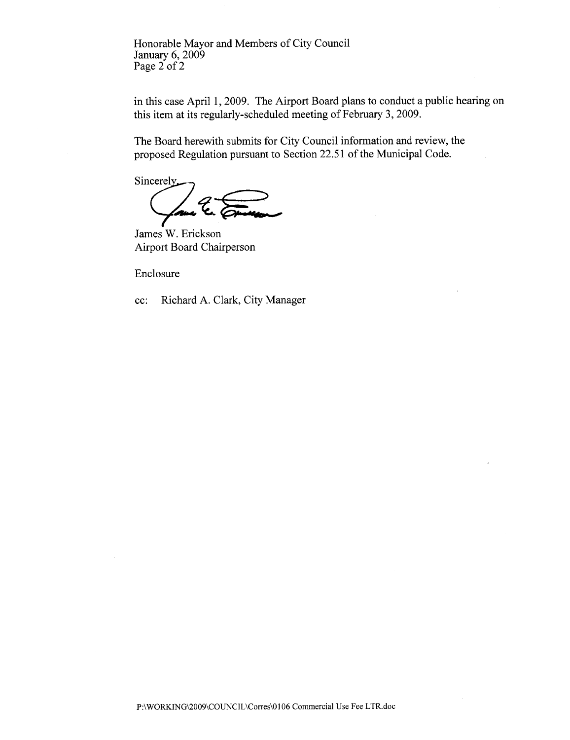in this case April 1, 2009. The Airport Board plans to conduct a public hearing on this item at its regularly-scheduled meeting of February 3, 2009.

The Board herewith submits for City Council information and review, the proposed Regulation pursuant to Section 22.51 of the Municipal Code.

Sincerely,

James W. Erickson
Airport Board Chairperson

Enclosure

cc: Richard A. Clark, City Manager

P:\WORKING\2009\COUNCIL\Corres\0106 Commercial Use Fee LTR.doc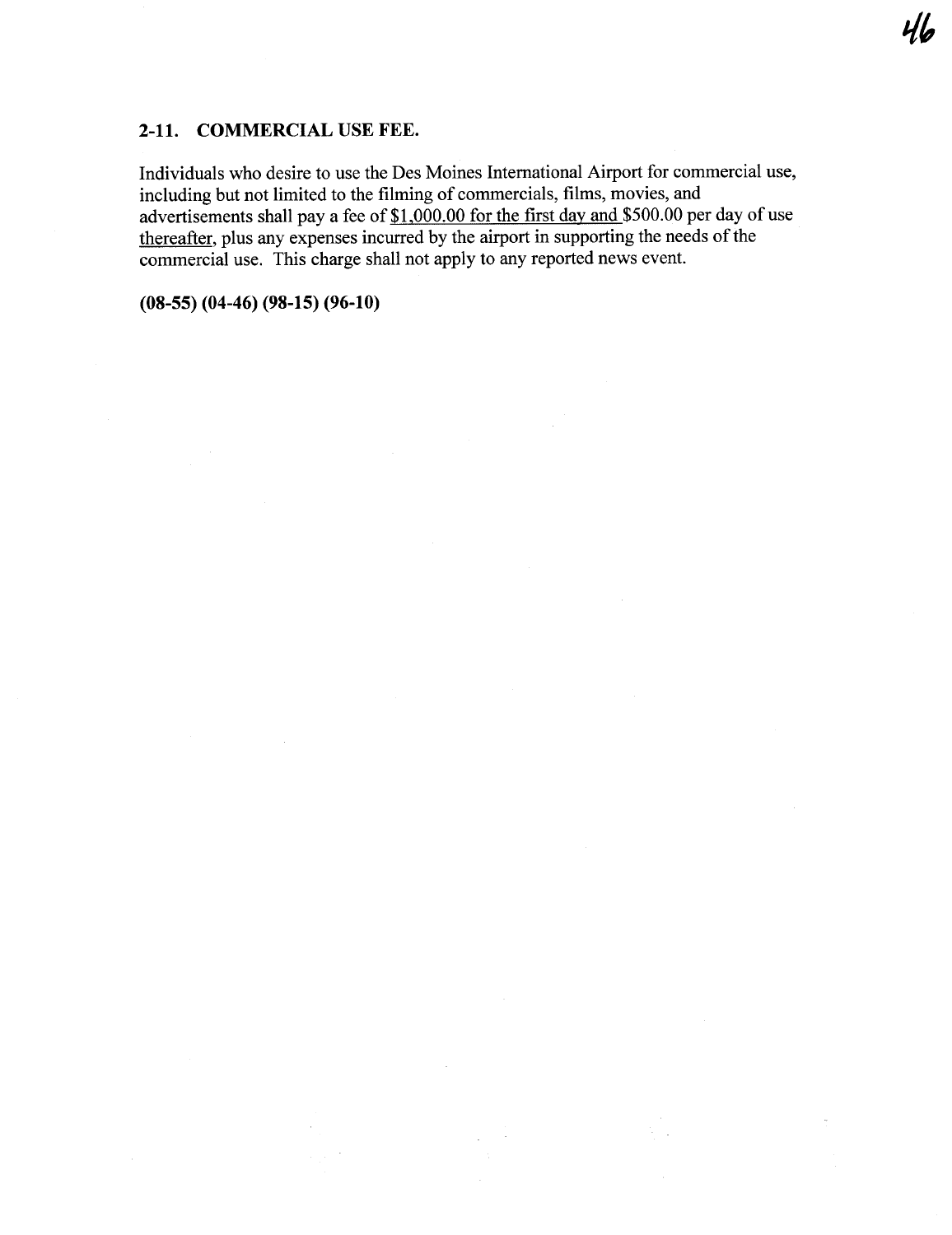## 2-11. COMMERCIAL USE FEE.

Individuals who desire to use the Des Moines International Airport for commercial use, including but not limited to the filming of commercials, films, movies, and advertisements shall pay a fee of <u>$1,000.00 for the first day and</u> $500.00 per day of use <u>thereafter</u>, plus any expenses incurred by the airport in supporting the needs of the commercial use. This charge shall not apply to any reported news event.

**(08-55) (04-46) (98-15) (96-10)**